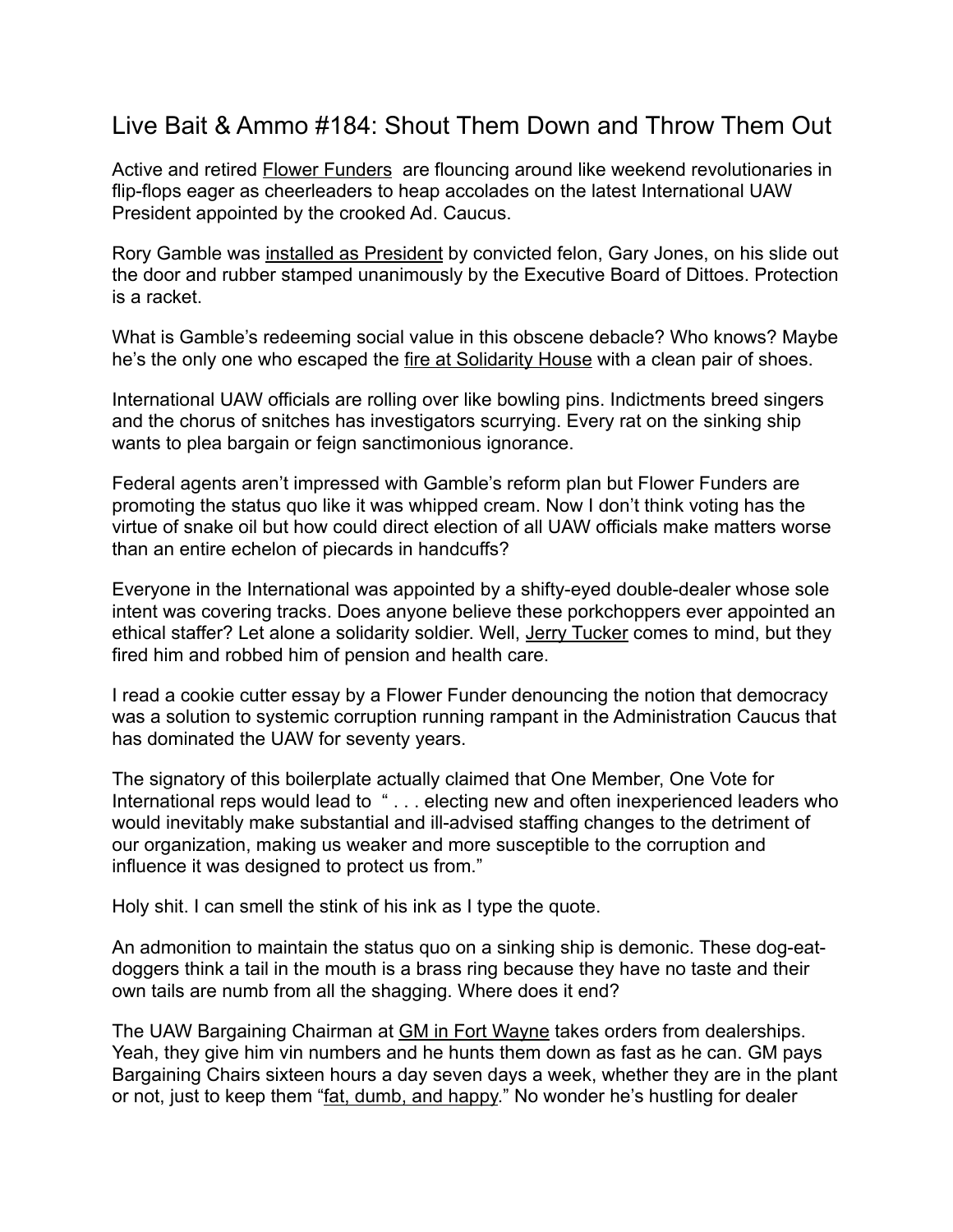# Live Bait & Ammo #184: Shout Them Down and Throw Them Out

Active and retired Flower Funders are flouncing around like weekend revolutionaries in flip-flops eager as cheerleaders to heap accolades on the latest International UAW President appointed by the crooked Ad. Caucus.

Rory Gamble was installed as President by convicted felon, Gary Jones, on his slide out the door and rubber stamped unanimously by the Executive Board of Dittoes. Protection is a racket.

What is Gamble's redeeming social value in this obscene debacle? Who knows? Maybe he's the only one who escaped the fire at Solidarity House with a clean pair of shoes.

International UAW officials are rolling over like bowling pins. Indictments breed singers and the chorus of snitches has investigators scurrying. Every rat on the sinking ship wants to plea bargain or feign sanctimonious ignorance.

Federal agents aren't impressed with Gamble's reform plan but Flower Funders are promoting the status quo like it was whipped cream. Now I don't think voting has the virtue of snake oil but how could direct election of all UAW officials make matters worse than an entire echelon of piecards in handcuffs?

Everyone in the International was appointed by a shifty-eyed double-dealer whose sole intent was covering tracks. Does anyone believe these porkchoppers ever appointed an ethical staffer? Let alone a solidarity soldier. Well, Jerry Tucker comes to mind, but they fired him and robbed him of pension and health care.

I read a cookie cutter essay by a Flower Funder denouncing the notion that democracy was a solution to systemic corruption running rampant in the Administration Caucus that has dominated the UAW for seventy years.

The signatory of this boilerplate actually claimed that One Member, One Vote for International reps would lead to " . . . electing new and often inexperienced leaders who would inevitably make substantial and ill-advised staffing changes to the detriment of our organization, making us weaker and more susceptible to the corruption and influence it was designed to protect us from."

Holy shit. I can smell the stink of his ink as I type the quote.

An admonition to maintain the status quo on a sinking ship is demonic. These dog-eat-doggers think a tail in the mouth is a brass ring because they have no taste and their own tails are numb from all the shagging. Where does it end?

The UAW Bargaining Chairman at GM in Fort Wayne takes orders from dealerships. Yeah, they give him vin numbers and he hunts them down as fast as he can. GM pays Bargaining Chairs sixteen hours a day seven days a week, whether they are in the plant or not, just to keep them "fat, dumb, and happy." No wonder he's hustling for dealer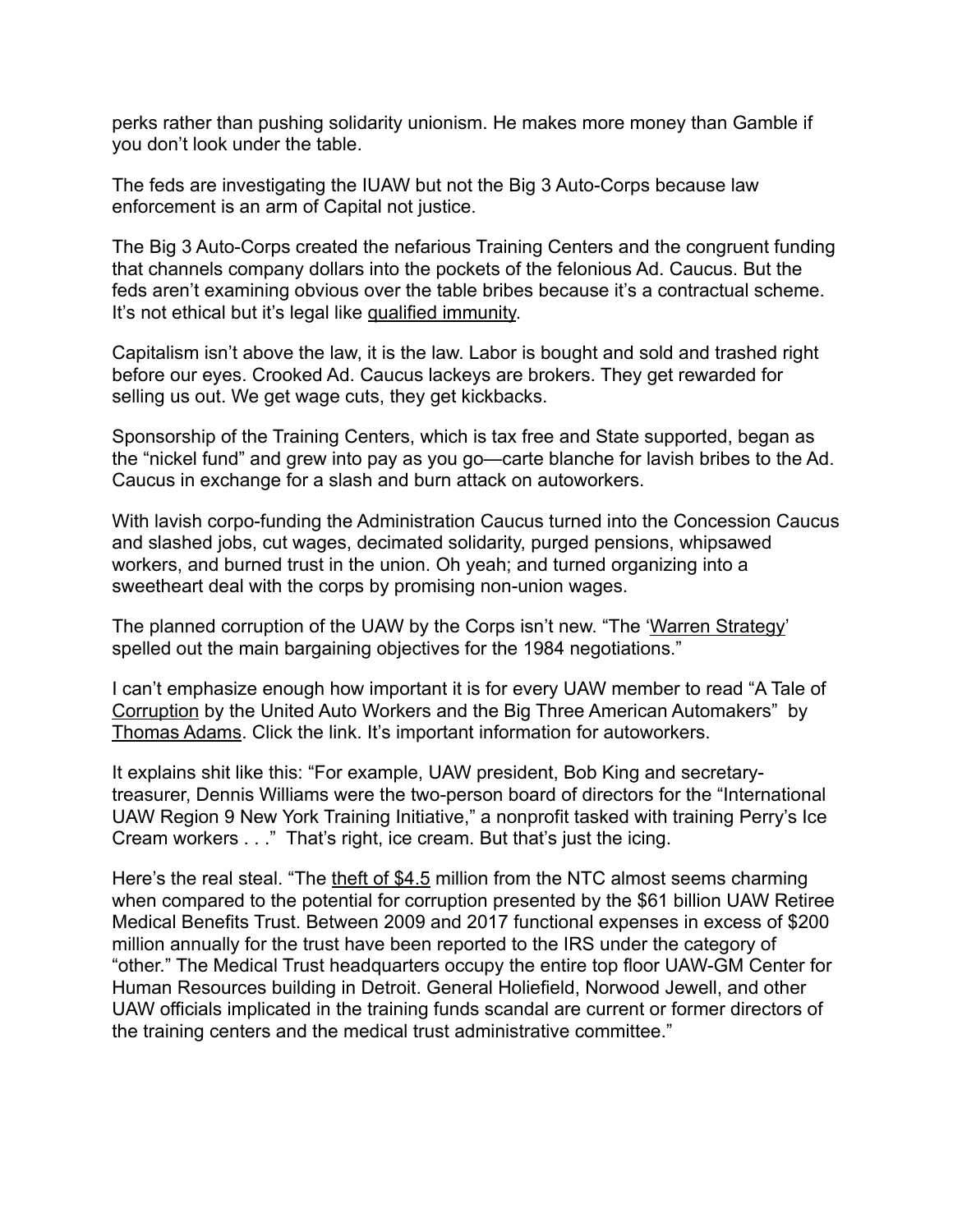perks rather than pushing solidarity unionism. He makes more money than Gamble if you don't look under the table.

The feds are investigating the IUAW but not the Big 3 Auto-Corps because law enforcement is an arm of Capital not justice.

The Big 3 Auto-Corps created the nefarious Training Centers and the congruent funding that channels company dollars into the pockets of the felonious Ad. Caucus. But the feds aren't examining obvious over the table bribes because it's a contractual scheme. It's not ethical but it's legal like qualified immunity.

Capitalism isn't above the law, it is the law. Labor is bought and sold and trashed right before our eyes. Crooked Ad. Caucus lackeys are brokers. They get rewarded for selling us out. We get wage cuts, they get kickbacks.

Sponsorship of the Training Centers, which is tax free and State supported, began as the "nickel fund" and grew into pay as you go—carte blanche for lavish bribes to the Ad. Caucus in exchange for a slash and burn attack on autoworkers.

With lavish corpo-funding the Administration Caucus turned into the Concession Caucus and slashed jobs, cut wages, decimated solidarity, purged pensions, whipsawed workers, and burned trust in the union. Oh yeah; and turned organizing into a sweetheart deal with the corps by promising non-union wages.

The planned corruption of the UAW by the Corps isn't new. "The 'Warren Strategy' spelled out the main bargaining objectives for the 1984 negotiations."

I can't emphasize enough how important it is for every UAW member to read "A Tale of Corruption by the United Auto Workers and the Big Three American Automakers" by Thomas Adams. Click the link. It's important information for autoworkers.

It explains shit like this: "For example, UAW president, Bob King and secretary-treasurer, Dennis Williams were the two-person board of directors for the "International UAW Region 9 New York Training Initiative," a nonprofit tasked with training Perry's Ice Cream workers . . ." That's right, ice cream. But that's just the icing.

Here's the real steal. "The theft of $4.5 million from the NTC almost seems charming when compared to the potential for corruption presented by the $61 billion UAW Retiree Medical Benefits Trust. Between 2009 and 2017 functional expenses in excess of $200 million annually for the trust have been reported to the IRS under the category of "other." The Medical Trust headquarters occupy the entire top floor UAW-GM Center for Human Resources building in Detroit. General Holiefield, Norwood Jewell, and other UAW officials implicated in the training funds scandal are current or former directors of the training centers and the medical trust administrative committee."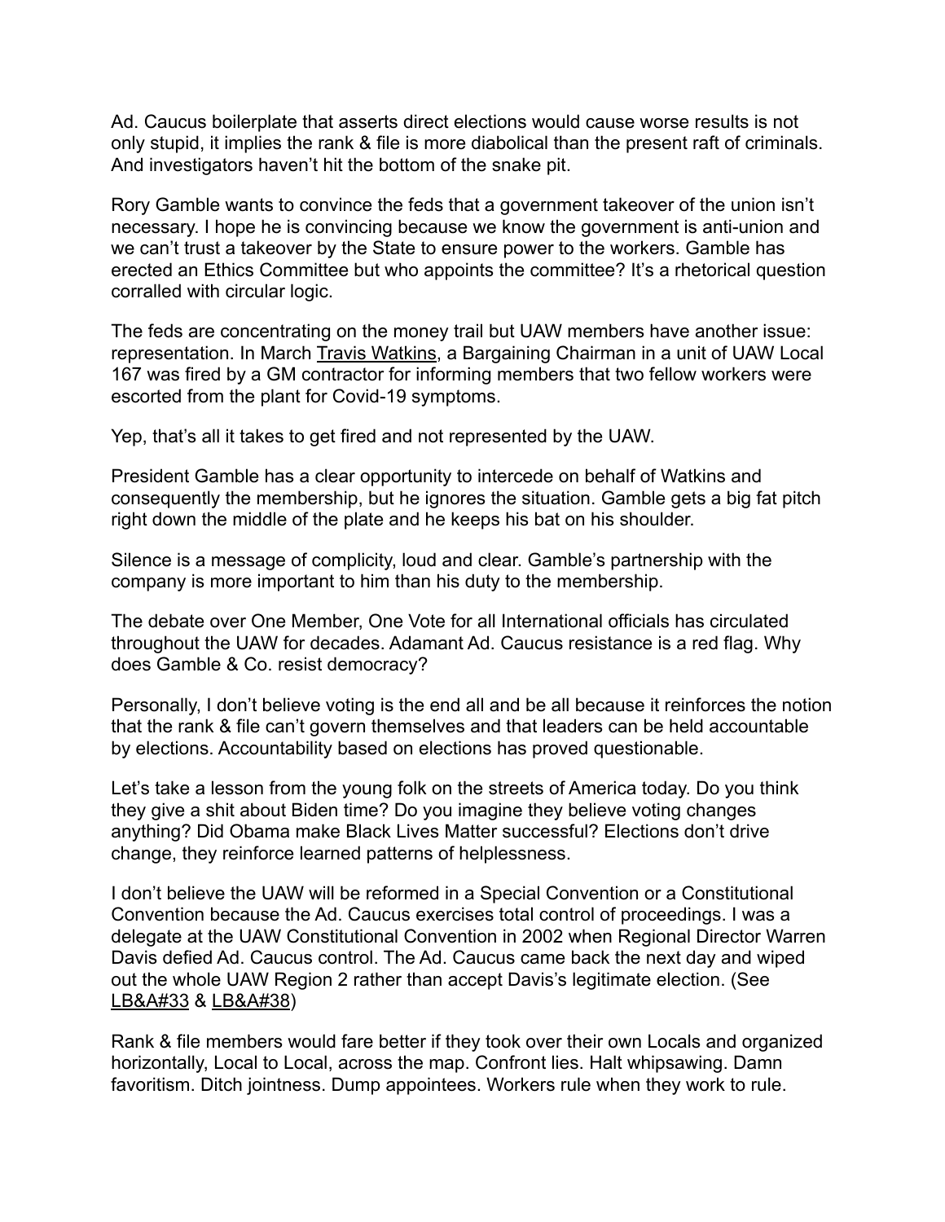Ad. Caucus boilerplate that asserts direct elections would cause worse results is not only stupid, it implies the rank & file is more diabolical than the present raft of criminals. And investigators haven't hit the bottom of the snake pit.

Rory Gamble wants to convince the feds that a government takeover of the union isn't necessary. I hope he is convincing because we know the government is anti-union and we can't trust a takeover by the State to ensure power to the workers. Gamble has erected an Ethics Committee but who appoints the committee? It's a rhetorical question corralled with circular logic.

The feds are concentrating on the money trail but UAW members have another issue: representation. In March Travis Watkins, a Bargaining Chairman in a unit of UAW Local 167 was fired by a GM contractor for informing members that two fellow workers were escorted from the plant for Covid-19 symptoms.

Yep, that's all it takes to get fired and not represented by the UAW.

President Gamble has a clear opportunity to intercede on behalf of Watkins and consequently the membership, but he ignores the situation. Gamble gets a big fat pitch right down the middle of the plate and he keeps his bat on his shoulder.

Silence is a message of complicity, loud and clear. Gamble's partnership with the company is more important to him than his duty to the membership.

The debate over One Member, One Vote for all International officials has circulated throughout the UAW for decades. Adamant Ad. Caucus resistance is a red flag. Why does Gamble & Co. resist democracy?

Personally, I don't believe voting is the end all and be all because it reinforces the notion that the rank & file can't govern themselves and that leaders can be held accountable by elections. Accountability based on elections has proved questionable.

Let's take a lesson from the young folk on the streets of America today. Do you think they give a shit about Biden time? Do you imagine they believe voting changes anything? Did Obama make Black Lives Matter successful? Elections don't drive change, they reinforce learned patterns of helplessness.

I don't believe the UAW will be reformed in a Special Convention or a Constitutional Convention because the Ad. Caucus exercises total control of proceedings. I was a delegate at the UAW Constitutional Convention in 2002 when Regional Director Warren Davis defied Ad. Caucus control. The Ad. Caucus came back the next day and wiped out the whole UAW Region 2 rather than accept Davis's legitimate election. (See LB&A#33 & LB&A#38)

Rank & file members would fare better if they took over their own Locals and organized horizontally, Local to Local, across the map. Confront lies. Halt whipsawing. Damn favoritism. Ditch jointness. Dump appointees. Workers rule when they work to rule.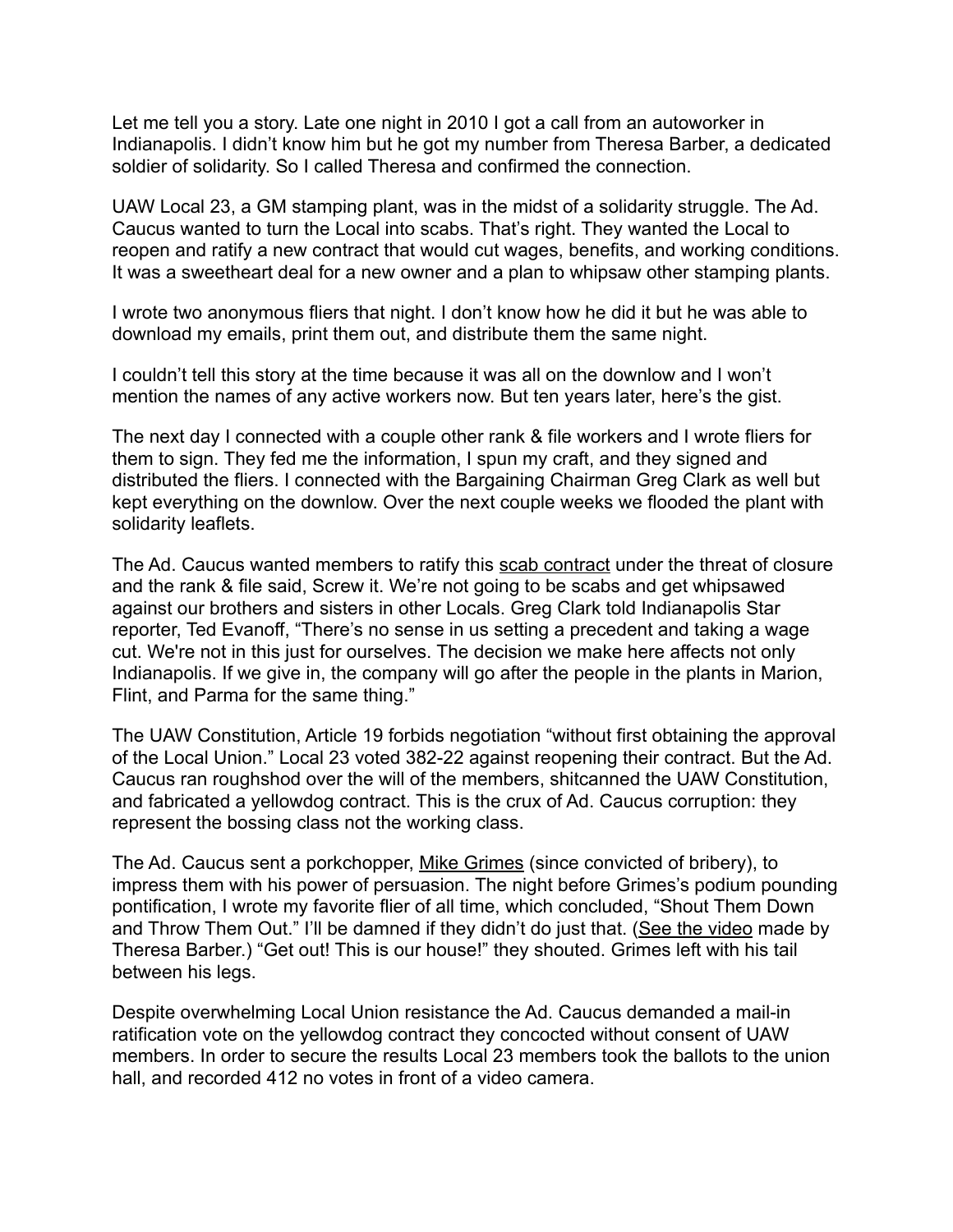Let me tell you a story. Late one night in 2010 I got a call from an autoworker in Indianapolis. I didn't know him but he got my number from Theresa Barber, a dedicated soldier of solidarity. So I called Theresa and confirmed the connection.

UAW Local 23, a GM stamping plant, was in the midst of a solidarity struggle. The Ad. Caucus wanted to turn the Local into scabs. That's right. They wanted the Local to reopen and ratify a new contract that would cut wages, benefits, and working conditions. It was a sweetheart deal for a new owner and a plan to whipsaw other stamping plants.

I wrote two anonymous fliers that night. I don't know how he did it but he was able to download my emails, print them out, and distribute them the same night.

I couldn't tell this story at the time because it was all on the downlow and I won't mention the names of any active workers now. But ten years later, here's the gist.

The next day I connected with a couple other rank & file workers and I wrote fliers for them to sign. They fed me the information, I spun my craft, and they signed and distributed the fliers. I connected with the Bargaining Chairman Greg Clark as well but kept everything on the downlow. Over the next couple weeks we flooded the plant with solidarity leaflets.

The Ad. Caucus wanted members to ratify this scab contract under the threat of closure and the rank & file said, Screw it. We're not going to be scabs and get whipsawed against our brothers and sisters in other Locals. Greg Clark told Indianapolis Star reporter, Ted Evanoff, "There's no sense in us setting a precedent and taking a wage cut. We're not in this just for ourselves. The decision we make here affects not only Indianapolis. If we give in, the company will go after the people in the plants in Marion, Flint, and Parma for the same thing."

The UAW Constitution, Article 19 forbids negotiation "without first obtaining the approval of the Local Union." Local 23 voted 382-22 against reopening their contract. But the Ad. Caucus ran roughshod over the will of the members, shitcanned the UAW Constitution, and fabricated a yellowdog contract. This is the crux of Ad. Caucus corruption: they represent the bossing class not the working class.

The Ad. Caucus sent a porkchopper, Mike Grimes (since convicted of bribery), to impress them with his power of persuasion. The night before Grimes's podium pounding pontification, I wrote my favorite flier of all time, which concluded, "Shout Them Down and Throw Them Out." I'll be damned if they didn't do just that. (See the video made by Theresa Barber.) "Get out! This is our house!" they shouted. Grimes left with his tail between his legs.

Despite overwhelming Local Union resistance the Ad. Caucus demanded a mail-in ratification vote on the yellowdog contract they concocted without consent of UAW members. In order to secure the results Local 23 members took the ballots to the union hall, and recorded 412 no votes in front of a video camera.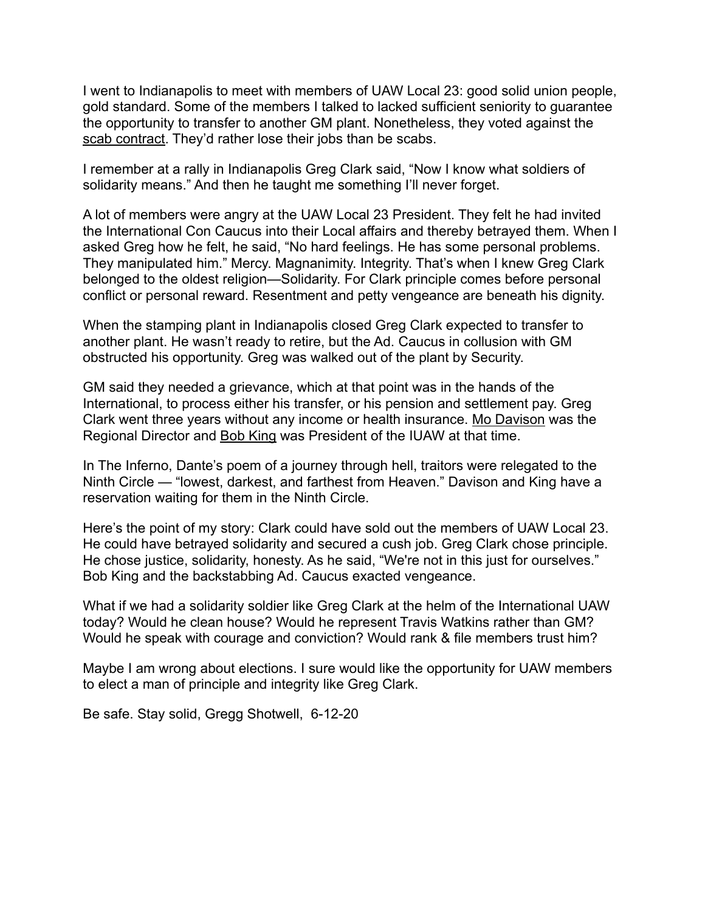I went to Indianapolis to meet with members of UAW Local 23: good solid union people, gold standard. Some of the members I talked to lacked sufficient seniority to guarantee the opportunity to transfer to another GM plant. Nonetheless, they voted against the scab contract. They'd rather lose their jobs than be scabs.

I remember at a rally in Indianapolis Greg Clark said, "Now I know what soldiers of solidarity means." And then he taught me something I'll never forget.

A lot of members were angry at the UAW Local 23 President. They felt he had invited the International Con Caucus into their Local affairs and thereby betrayed them. When I asked Greg how he felt, he said, "No hard feelings. He has some personal problems. They manipulated him." Mercy. Magnanimity. Integrity. That's when I knew Greg Clark belonged to the oldest religion—Solidarity. For Clark principle comes before personal conflict or personal reward. Resentment and petty vengeance are beneath his dignity.

When the stamping plant in Indianapolis closed Greg Clark expected to transfer to another plant. He wasn't ready to retire, but the Ad. Caucus in collusion with GM obstructed his opportunity. Greg was walked out of the plant by Security.

GM said they needed a grievance, which at that point was in the hands of the International, to process either his transfer, or his pension and settlement pay. Greg Clark went three years without any income or health insurance. Mo Davison was the Regional Director and Bob King was President of the IUAW at that time.

In The Inferno, Dante's poem of a journey through hell, traitors were relegated to the Ninth Circle — "lowest, darkest, and farthest from Heaven." Davison and King have a reservation waiting for them in the Ninth Circle.

Here's the point of my story: Clark could have sold out the members of UAW Local 23. He could have betrayed solidarity and secured a cush job. Greg Clark chose principle. He chose justice, solidarity, honesty. As he said, "We're not in this just for ourselves." Bob King and the backstabbing Ad. Caucus exacted vengeance.

What if we had a solidarity soldier like Greg Clark at the helm of the International UAW today? Would he clean house? Would he represent Travis Watkins rather than GM? Would he speak with courage and conviction? Would rank & file members trust him?

Maybe I am wrong about elections. I sure would like the opportunity for UAW members to elect a man of principle and integrity like Greg Clark.

Be safe. Stay solid, Gregg Shotwell, 6-12-20